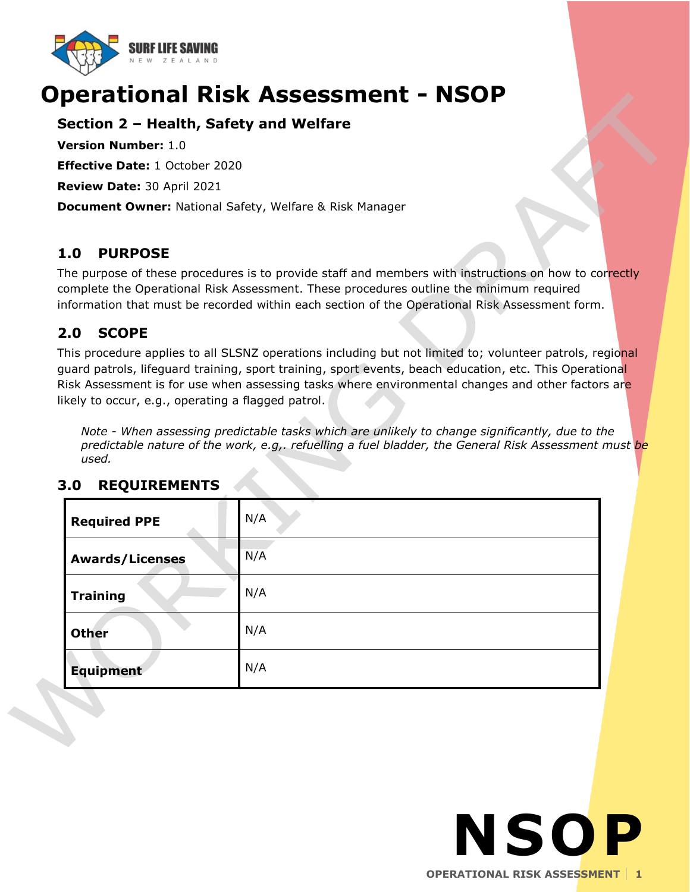# Operational Risk Assessment - NSOP

**Section 2 – Health, Safety and Welfare**

**Version Number:** 1.0

**Effective Date:** 1 October 2020

**Review Date:** 30 April 2021

**Document Owner:** National Safety, Welfare & Risk Manager

## 1.0 PURPOSE

The purpose of these procedures is to provide staff and members with instructions on how to correctly complete the Operational Risk Assessment. These procedures outline the minimum required information that must be recorded within each section of the Operational Risk Assessment form.

## 2.0 SCOPE

This procedure applies to all SLSNZ operations including but not limited to; volunteer patrols, regional guard patrols, lifeguard training, sport training, sport events, beach education, etc. This Operational Risk Assessment is for use when assessing tasks where environmental changes and other factors are likely to occur, e.g., operating a flagged patrol.

*Note - When assessing predictable tasks which are unlikely to change significantly, due to the predictable nature of the work, e.g,. refuelling a fuel bladder, the General Risk Assessment must be used.*

## 3.0 REQUIREMENTS

| | |
|---|---|
| **Required PPE** | N/A |
| **Awards/Licenses** | N/A |
| **Training** | N/A |
| **Other** | N/A |
| **Equipment** | N/A |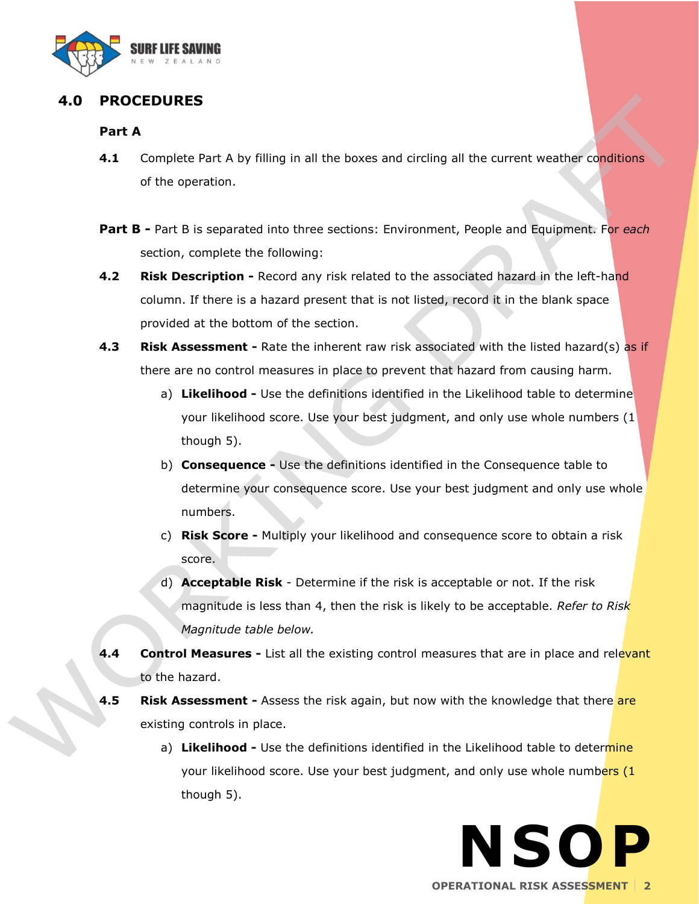## 4.0 PROCEDURES

**Part A**

**4.1** Complete Part A by filling in all the boxes and circling all the current weather conditions of the operation.

**Part B -** Part B is separated into three sections: Environment, People and Equipment. For *each* section, complete the following:

**4.2** **Risk Description -** Record any risk related to the associated hazard in the left-hand column. If there is a hazard present that is not listed, record it in the blank space provided at the bottom of the section.

**4.3** **Risk Assessment -** Rate the inherent raw risk associated with the listed hazard(s) as if there are no control measures in place to prevent that hazard from causing harm.

a) **Likelihood -** Use the definitions identified in the Likelihood table to determine your likelihood score. Use your best judgment, and only use whole numbers (1 though 5).

b) **Consequence -** Use the definitions identified in the Consequence table to determine your consequence score. Use your best judgment and only use whole numbers.

c) **Risk Score -** Multiply your likelihood and consequence score to obtain a risk score.

d) **Acceptable Risk** - Determine if the risk is acceptable or not. If the risk magnitude is less than 4, then the risk is likely to be acceptable. *Refer to Risk Magnitude table below.*

**4.4** **Control Measures -** List all the existing control measures that are in place and relevant to the hazard.

**4.5** **Risk Assessment -** Assess the risk again, but now with the knowledge that there are existing controls in place.

a) **Likelihood -** Use the definitions identified in the Likelihood table to determine your likelihood score. Use your best judgment, and only use whole numbers (1 though 5).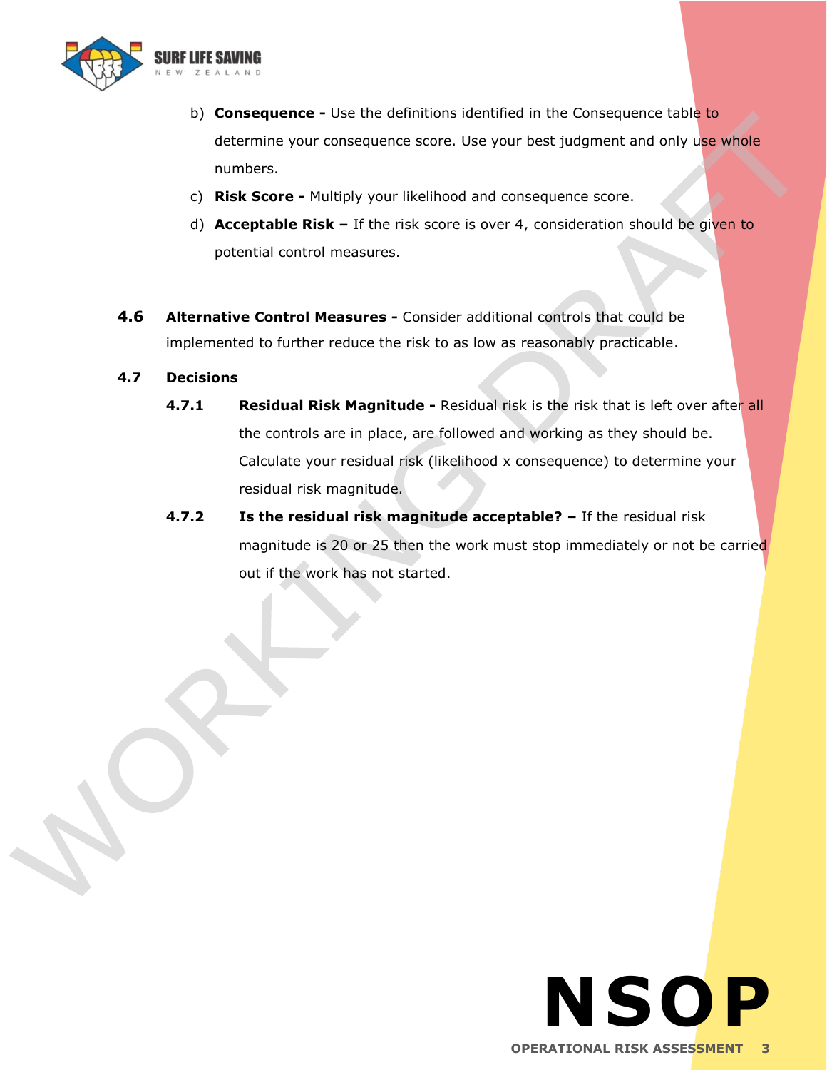b) **Consequence -** Use the definitions identified in the Consequence table to determine your consequence score. Use your best judgment and only use whole numbers.

c) **Risk Score -** Multiply your likelihood and consequence score.

d) **Acceptable Risk –** If the risk score is over 4, consideration should be given to potential control measures.

**4.6 Alternative Control Measures -** Consider additional controls that could be implemented to further reduce the risk to as low as reasonably practicable.

**4.7 Decisions**

**4.7.1 Residual Risk Magnitude -** Residual risk is the risk that is left over after all the controls are in place, are followed and working as they should be. Calculate your residual risk (likelihood x consequence) to determine your residual risk magnitude.

**4.7.2 Is the residual risk magnitude acceptable? –** If the residual risk magnitude is 20 or 25 then the work must stop immediately or not be carried out if the work has not started.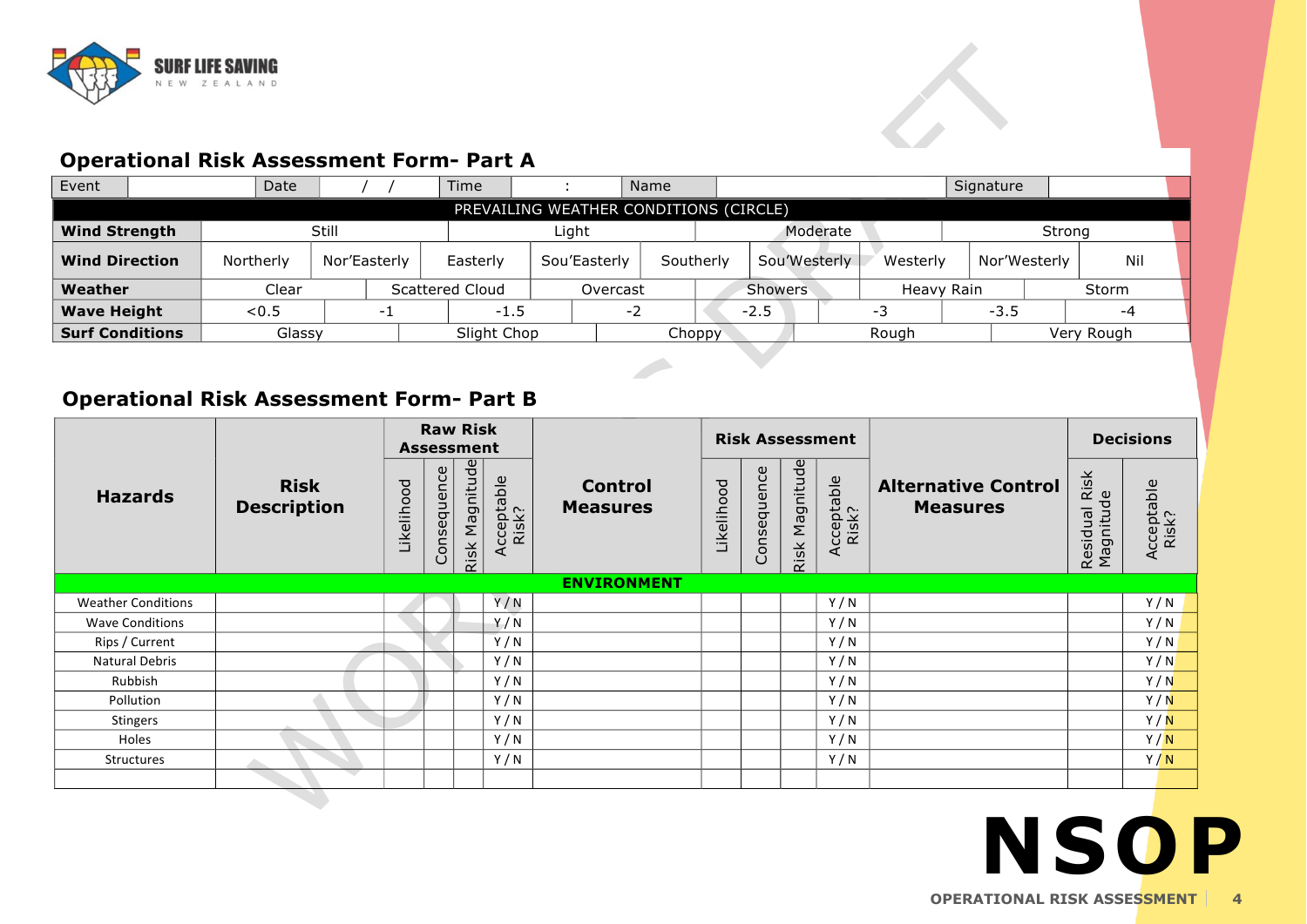## Operational Risk Assessment Form- Part A

| Event | | Date | / / | Time | : | Name | | Signature | |
|---|---|---|---|---|---|---|---|---|---|

**PREVAILING WEATHER CONDITIONS (CIRCLE)**

| | | | | | | | | |
|---|---|---|---|---|---|---|---|---|
| **Wind Strength** | Still | Light | Moderate | Strong | | | | |
| **Wind Direction** | Northerly | Nor'Easterly | Easterly | Sou'Easterly | Southerly | Sou'Westerly | Westerly | Nor'Westerly | Nil |
| **Weather** | Clear | Scattered Cloud | Overcast | Showers | Heavy Rain | Storm | | |
| **Wave Height** | <0.5 | -1 | -1.5 | -2 | -2.5 | -3 | -3.5 | -4 |
| **Surf Conditions** | Glassy | Slight Chop | Choppy | Rough | Very Rough | | | |

## Operational Risk Assessment Form- Part B

| Hazards | Risk Description | Raw Risk Assessment | | | | Control Measures | Risk Assessment | | | | Alternative Control Measures | Decisions | |
|---|---|---|---|---|---|---|---|---|---|---|---|---|---|
| | | Likelihood | Consequence | Risk Magnitude | Acceptable Risk? | | Likelihood | Consequence | Risk Magnitude | Acceptable Risk? | | Residual Risk Magnitude | Acceptable Risk? |
| **ENVIRONMENT** | | | | | | | | | | | | | |
| Weather Conditions | | | | | Y / N | | | | | Y / N | | | Y / N |
| Wave Conditions | | | | | Y / N | | | | | Y / N | | | Y / N |
| Rips / Current | | | | | Y / N | | | | | Y / N | | | Y / N |
| Natural Debris | | | | | Y / N | | | | | Y / N | | | Y / N |
| Rubbish | | | | | Y / N | | | | | Y / N | | | Y / N |
| Pollution | | | | | Y / N | | | | | Y / N | | | Y / N |
| Stingers | | | | | Y / N | | | | | Y / N | | | Y / N |
| Holes | | | | | Y / N | | | | | Y / N | | | Y / N |
| Structures | | | | | Y / N | | | | | Y / N | | | Y / N |
| | | | | | | | | | | | | | |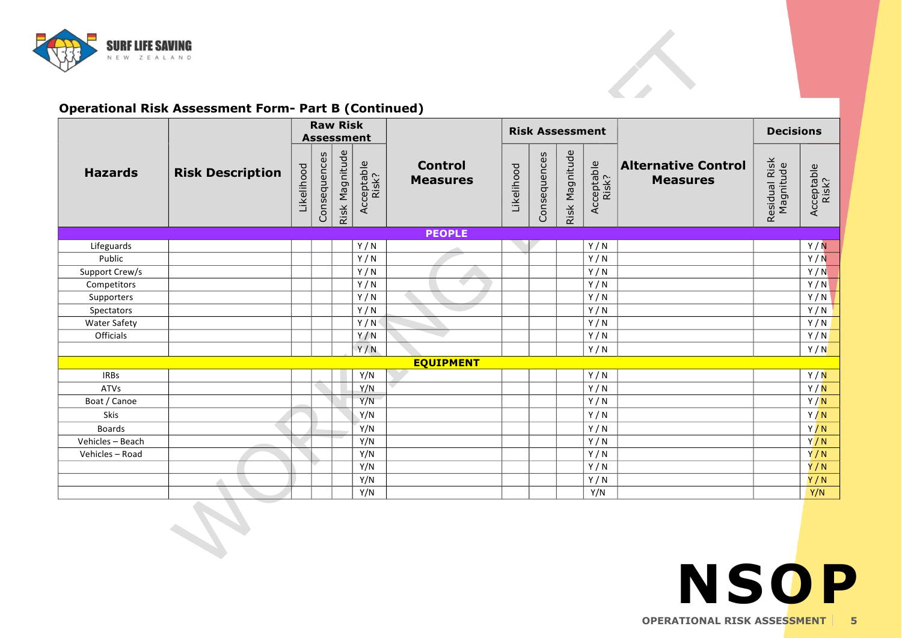## Operational Risk Assessment Form- Part B (Continued)

| Hazards | Risk Description | Raw Risk Assessment | | | | Control Measures | Risk Assessment | | | | Alternative Control Measures | Decisions | |
|---|---|---|---|---|---|---|---|---|---|---|---|---|---|
| | | Likelihood | Consequences | Risk Magnitude | Acceptable Risk? | | Likelihood | Consequences | Risk Magnitude | Acceptable Risk? | | Residual Risk Magnitude | Acceptable Risk? |
| **PEOPLE** | | | | | | | | | | | | | |
| Lifeguards | | | | | Y / N | | | | | Y / N | | | Y / N |
| Public | | | | | Y / N | | | | | Y / N | | | Y / N |
| Support Crew/s | | | | | Y / N | | | | | Y / N | | | Y / N |
| Competitors | | | | | Y / N | | | | | Y / N | | | Y / N |
| Supporters | | | | | Y / N | | | | | Y / N | | | Y / N |
| Spectators | | | | | Y / N | | | | | Y / N | | | Y / N |
| Water Safety | | | | | Y / N | | | | | Y / N | | | Y / N |
| Officials | | | | | Y / N | | | | | Y / N | | | Y / N |
| | | | | | Y / N | | | | | Y / N | | | Y / N |
| **EQUIPMENT** | | | | | | | | | | | | | |
| IRBs | | | | | Y/N | | | | | Y / N | | | Y / N |
| ATVs | | | | | Y/N | | | | | Y / N | | | Y / N |
| Boat / Canoe | | | | | Y/N | | | | | Y / N | | | Y / N |
| Skis | | | | | Y/N | | | | | Y / N | | | Y / N |
| Boards | | | | | Y/N | | | | | Y / N | | | Y / N |
| Vehicles – Beach | | | | | Y/N | | | | | Y / N | | | Y / N |
| Vehicles – Road | | | | | Y/N | | | | | Y / N | | | Y / N |
| | | | | | Y/N | | | | | Y / N | | | Y / N |
| | | | | | Y/N | | | | | Y / N | | | Y / N |
| | | | | | Y/N | | | | | Y/N | | | Y/N |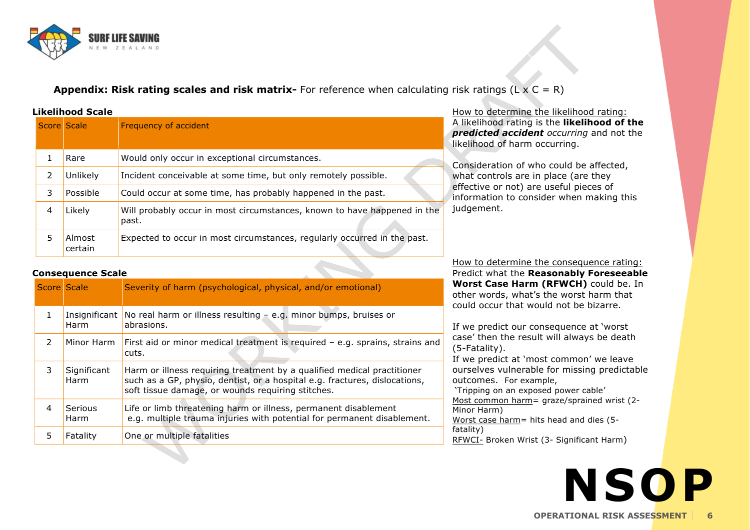**Appendix: Risk rating scales and risk matrix-** For reference when calculating risk ratings (L x C = R)

**Likelihood Scale**

| Score | Scale | Frequency of accident |
|---|---|---|
| 1 | Rare | Would only occur in exceptional circumstances. |
| 2 | Unlikely | Incident conceivable at some time, but only remotely possible. |
| 3 | Possible | Could occur at some time, has probably happened in the past. |
| 4 | Likely | Will probably occur in most circumstances, known to have happened in the past. |
| 5 | Almost certain | Expected to occur in most circumstances, regularly occurred in the past. |

How to determine the likelihood rating:
A likelihood rating is the **likelihood of the *predicted accident*** *occurring* and not the likelihood of harm occurring.

Consideration of who could be affected, what controls are in place (are they effective or not) are useful pieces of information to consider when making this judgement.

**Consequence Scale**

| Score | Scale | Severity of harm (psychological, physical, and/or emotional) |
|---|---|---|
| 1 | Insignificant Harm | No real harm or illness resulting – e.g. minor bumps, bruises or abrasions. |
| 2 | Minor Harm | First aid or minor medical treatment is required – e.g. sprains, strains and cuts. |
| 3 | Significant Harm | Harm or illness requiring treatment by a qualified medical practitioner such as a GP, physio, dentist, or a hospital e.g. fractures, dislocations, soft tissue damage, or wounds requiring stitches. |
| 4 | Serious Harm | Life or limb threatening harm or illness, permanent disablement e.g. multiple trauma injuries with potential for permanent disablement. |
| 5 | Fatality | One or multiple fatalities |

How to determine the consequence rating:
Predict what the **Reasonably Foreseeable Worst Case Harm (RFWCH)** could be. In other words, what's the worst harm that could occur that would not be bizarre.

If we predict our consequence at 'worst case' then the result will always be death (5-Fatality).
If we predict at 'most common' we leave ourselves vulnerable for missing predictable outcomes. For example,
'Tripping on an exposed power cable'
Most common harm= graze/sprained wrist (2-Minor Harm)
Worst case harm= hits head and dies (5-fatality)
RFWCI- Broken Wrist (3- Significant Harm)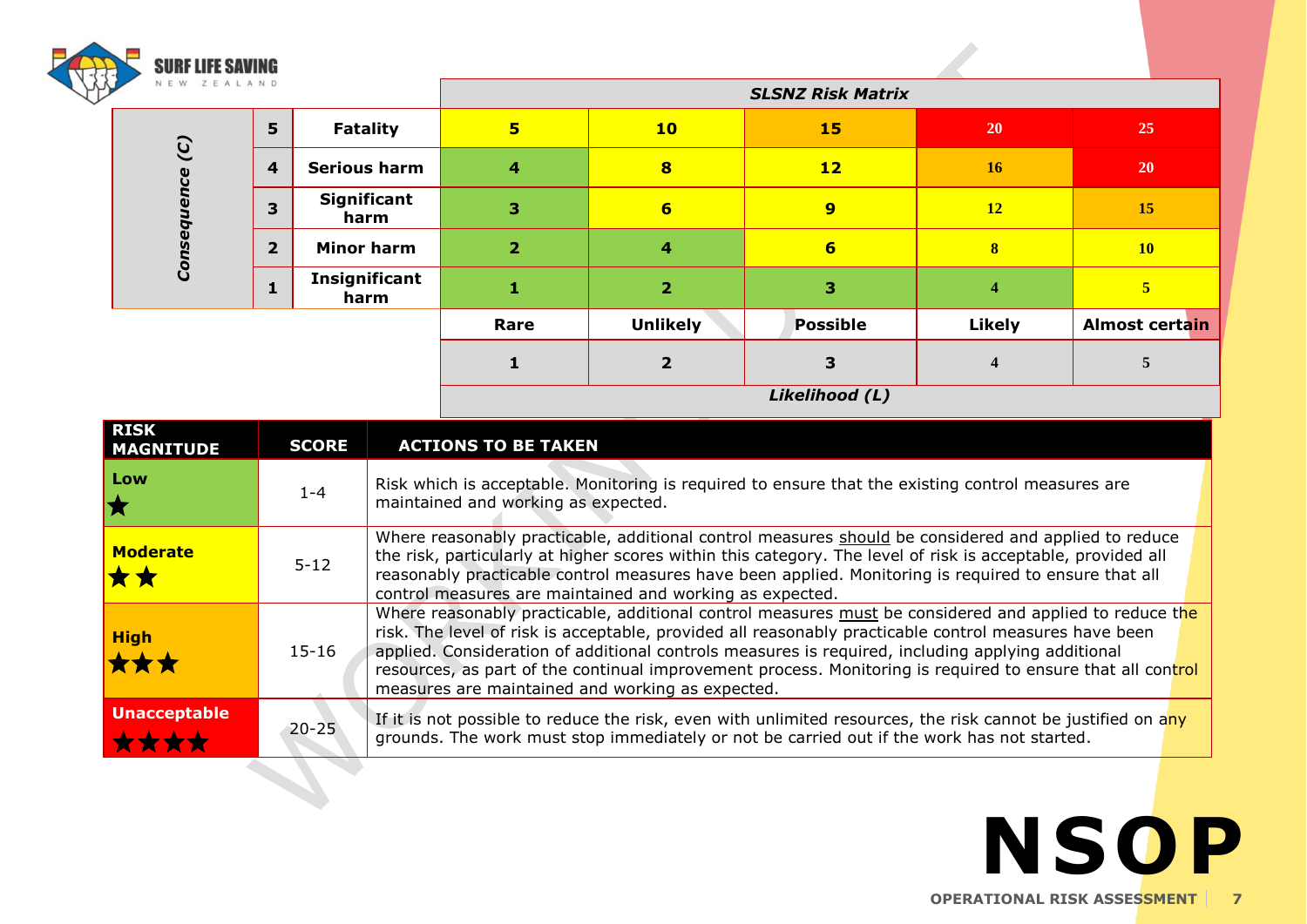| | | | SLSNZ Risk Matrix | | | | |
|---|---|---|---|---|---|---|---|
| Consequence (C) | 5 | Fatality | 5 | 10 | 15 | 20 | 25 |
| | 4 | Serious harm | 4 | 8 | 12 | 16 | 20 |
| | 3 | Significant harm | 3 | 6 | 9 | 12 | 15 |
| | 2 | Minor harm | 2 | 4 | 6 | 8 | 10 |
| | 1 | Insignificant harm | 1 | 2 | 3 | 4 | 5 |
| | | | Rare | Unlikely | Possible | Likely | Almost certain |
| | | | 1 | 2 | 3 | 4 | 5 |
| | | | Likelihood (L) | | | | |

| RISK MAGNITUDE | SCORE | ACTIONS TO BE TAKEN |
|---|---|---|
| Low ★ | 1-4 | Risk which is acceptable. Monitoring is required to ensure that the existing control measures are maintained and working as expected. |
| Moderate ★★ | 5-12 | Where reasonably practicable, additional control measures should be considered and applied to reduce the risk, particularly at higher scores within this category. The level of risk is acceptable, provided all reasonably practicable control measures have been applied. Monitoring is required to ensure that all control measures are maintained and working as expected. |
| High ★★★ | 15-16 | Where reasonably practicable, additional control measures must be considered and applied to reduce the risk. The level of risk is acceptable, provided all reasonably practicable control measures have been applied. Consideration of additional controls measures is required, including applying additional resources, as part of the continual improvement process. Monitoring is required to ensure that all control measures are maintained and working as expected. |
| Unacceptable ★★★★ | 20-25 | If it is not possible to reduce the risk, even with unlimited resources, the risk cannot be justified on any grounds. The work must stop immediately or not be carried out if the work has not started. |